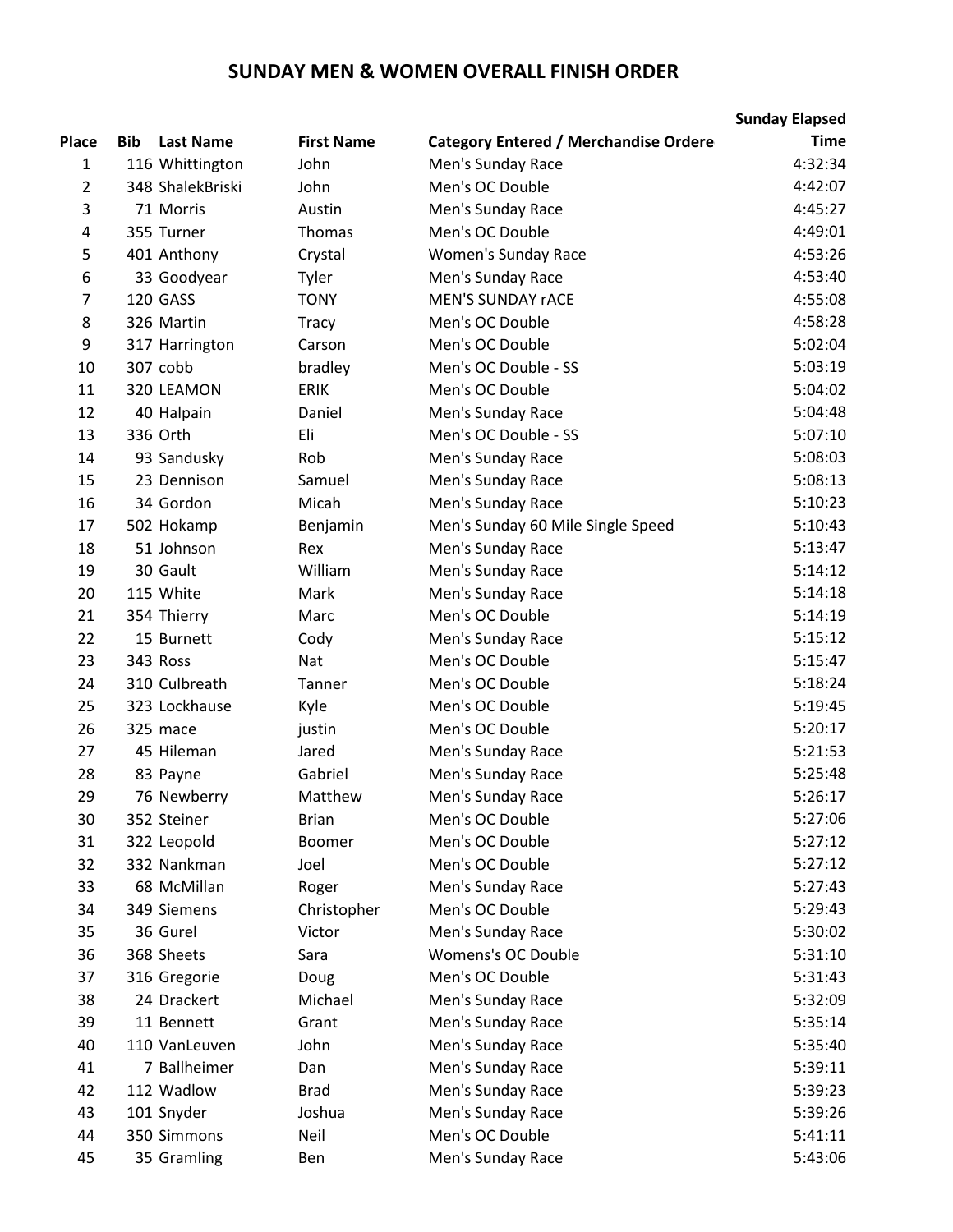## SUNDAY MEN & WOMEN OVERALL FINISH ORDER

| Place | Bib | Last Name | First Name | Category Entered / Merchandise Ordere | Sunday Elapsed Time |
|---|---|---|---|---|---|
| 1 | 116 | Whittington | John | Men's Sunday Race | 4:32:34 |
| 2 | 348 | ShalekBriski | John | Men's OC Double | 4:42:07 |
| 3 | 71 | Morris | Austin | Men's Sunday Race | 4:45:27 |
| 4 | 355 | Turner | Thomas | Men's OC Double | 4:49:01 |
| 5 | 401 | Anthony | Crystal | Women's Sunday Race | 4:53:26 |
| 6 | 33 | Goodyear | Tyler | Men's Sunday Race | 4:53:40 |
| 7 | 120 | GASS | TONY | MEN'S SUNDAY rACE | 4:55:08 |
| 8 | 326 | Martin | Tracy | Men's OC Double | 4:58:28 |
| 9 | 317 | Harrington | Carson | Men's OC Double | 5:02:04 |
| 10 | 307 | cobb | bradley | Men's OC Double - SS | 5:03:19 |
| 11 | 320 | LEAMON | ERIK | Men's OC Double | 5:04:02 |
| 12 | 40 | Halpain | Daniel | Men's Sunday Race | 5:04:48 |
| 13 | 336 | Orth | Eli | Men's OC Double - SS | 5:07:10 |
| 14 | 93 | Sandusky | Rob | Men's Sunday Race | 5:08:03 |
| 15 | 23 | Dennison | Samuel | Men's Sunday Race | 5:08:13 |
| 16 | 34 | Gordon | Micah | Men's Sunday Race | 5:10:23 |
| 17 | 502 | Hokamp | Benjamin | Men's Sunday 60 Mile Single Speed | 5:10:43 |
| 18 | 51 | Johnson | Rex | Men's Sunday Race | 5:13:47 |
| 19 | 30 | Gault | William | Men's Sunday Race | 5:14:12 |
| 20 | 115 | White | Mark | Men's Sunday Race | 5:14:18 |
| 21 | 354 | Thierry | Marc | Men's OC Double | 5:14:19 |
| 22 | 15 | Burnett | Cody | Men's Sunday Race | 5:15:12 |
| 23 | 343 | Ross | Nat | Men's OC Double | 5:15:47 |
| 24 | 310 | Culbreath | Tanner | Men's OC Double | 5:18:24 |
| 25 | 323 | Lockhause | Kyle | Men's OC Double | 5:19:45 |
| 26 | 325 | mace | justin | Men's OC Double | 5:20:17 |
| 27 | 45 | Hileman | Jared | Men's Sunday Race | 5:21:53 |
| 28 | 83 | Payne | Gabriel | Men's Sunday Race | 5:25:48 |
| 29 | 76 | Newberry | Matthew | Men's Sunday Race | 5:26:17 |
| 30 | 352 | Steiner | Brian | Men's OC Double | 5:27:06 |
| 31 | 322 | Leopold | Boomer | Men's OC Double | 5:27:12 |
| 32 | 332 | Nankman | Joel | Men's OC Double | 5:27:12 |
| 33 | 68 | McMillan | Roger | Men's Sunday Race | 5:27:43 |
| 34 | 349 | Siemens | Christopher | Men's OC Double | 5:29:43 |
| 35 | 36 | Gurel | Victor | Men's Sunday Race | 5:30:02 |
| 36 | 368 | Sheets | Sara | Womens's OC Double | 5:31:10 |
| 37 | 316 | Gregorie | Doug | Men's OC Double | 5:31:43 |
| 38 | 24 | Drackert | Michael | Men's Sunday Race | 5:32:09 |
| 39 | 11 | Bennett | Grant | Men's Sunday Race | 5:35:14 |
| 40 | 110 | VanLeuven | John | Men's Sunday Race | 5:35:40 |
| 41 | 7 | Ballheimer | Dan | Men's Sunday Race | 5:39:11 |
| 42 | 112 | Wadlow | Brad | Men's Sunday Race | 5:39:23 |
| 43 | 101 | Snyder | Joshua | Men's Sunday Race | 5:39:26 |
| 44 | 350 | Simmons | Neil | Men's OC Double | 5:41:11 |
| 45 | 35 | Gramling | Ben | Men's Sunday Race | 5:43:06 |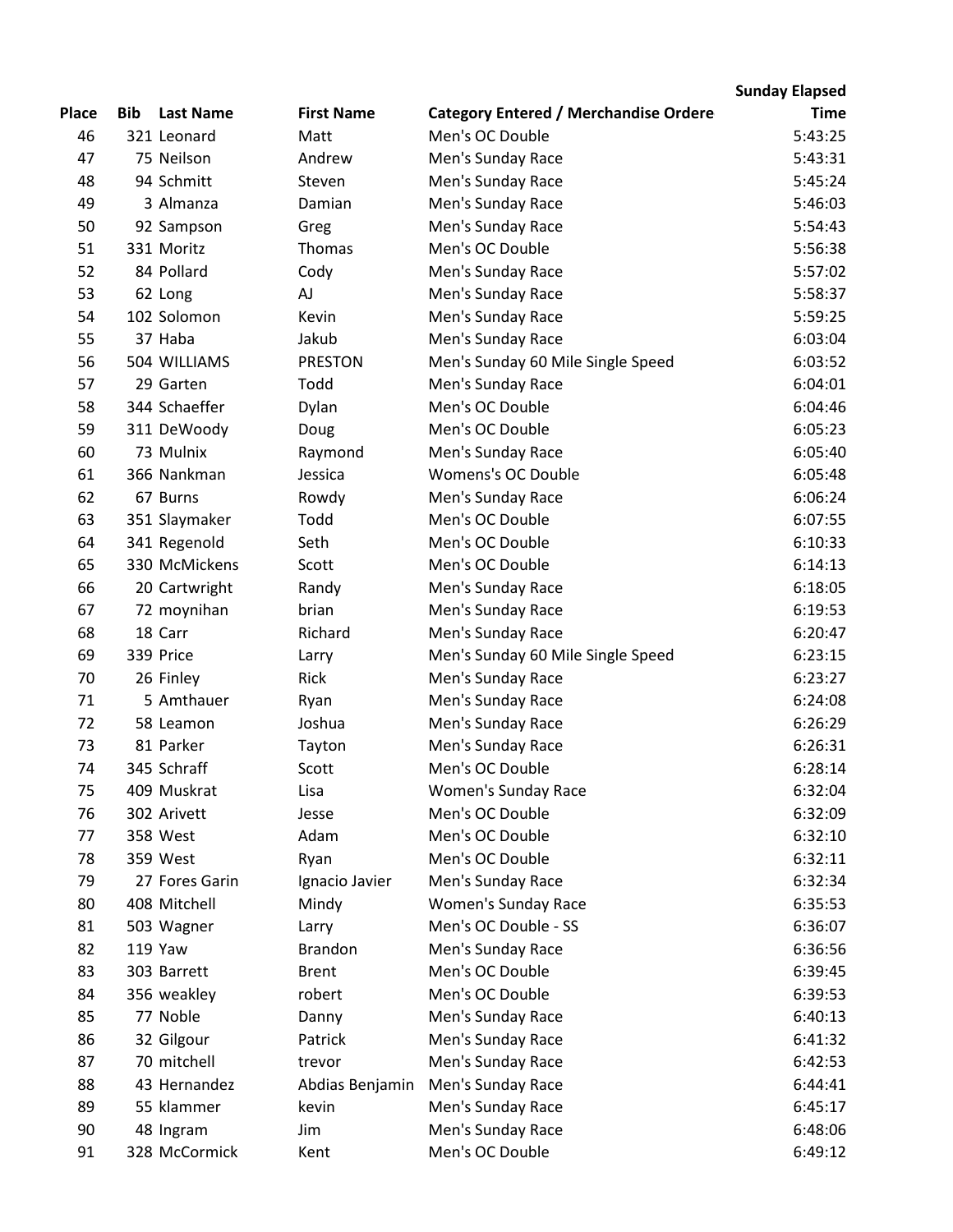| Place | Bib | Last Name | First Name | Category Entered / Merchandise Ordere | Sunday Elapsed Time |
|---|---|---|---|---|---|
| 46 | 321 | Leonard | Matt | Men's OC Double | 5:43:25 |
| 47 | 75 | Neilson | Andrew | Men's Sunday Race | 5:43:31 |
| 48 | 94 | Schmitt | Steven | Men's Sunday Race | 5:45:24 |
| 49 | 3 | Almanza | Damian | Men's Sunday Race | 5:46:03 |
| 50 | 92 | Sampson | Greg | Men's Sunday Race | 5:54:43 |
| 51 | 331 | Moritz | Thomas | Men's OC Double | 5:56:38 |
| 52 | 84 | Pollard | Cody | Men's Sunday Race | 5:57:02 |
| 53 | 62 | Long | AJ | Men's Sunday Race | 5:58:37 |
| 54 | 102 | Solomon | Kevin | Men's Sunday Race | 5:59:25 |
| 55 | 37 | Haba | Jakub | Men's Sunday Race | 6:03:04 |
| 56 | 504 | WILLIAMS | PRESTON | Men's Sunday 60 Mile Single Speed | 6:03:52 |
| 57 | 29 | Garten | Todd | Men's Sunday Race | 6:04:01 |
| 58 | 344 | Schaeffer | Dylan | Men's OC Double | 6:04:46 |
| 59 | 311 | DeWoody | Doug | Men's OC Double | 6:05:23 |
| 60 | 73 | Mulnix | Raymond | Men's Sunday Race | 6:05:40 |
| 61 | 366 | Nankman | Jessica | Womens's OC Double | 6:05:48 |
| 62 | 67 | Burns | Rowdy | Men's Sunday Race | 6:06:24 |
| 63 | 351 | Slaymaker | Todd | Men's OC Double | 6:07:55 |
| 64 | 341 | Regenold | Seth | Men's OC Double | 6:10:33 |
| 65 | 330 | McMickens | Scott | Men's OC Double | 6:14:13 |
| 66 | 20 | Cartwright | Randy | Men's Sunday Race | 6:18:05 |
| 67 | 72 | moynihan | brian | Men's Sunday Race | 6:19:53 |
| 68 | 18 | Carr | Richard | Men's Sunday Race | 6:20:47 |
| 69 | 339 | Price | Larry | Men's Sunday 60 Mile Single Speed | 6:23:15 |
| 70 | 26 | Finley | Rick | Men's Sunday Race | 6:23:27 |
| 71 | 5 | Amthauer | Ryan | Men's Sunday Race | 6:24:08 |
| 72 | 58 | Leamon | Joshua | Men's Sunday Race | 6:26:29 |
| 73 | 81 | Parker | Tayton | Men's Sunday Race | 6:26:31 |
| 74 | 345 | Schraff | Scott | Men's OC Double | 6:28:14 |
| 75 | 409 | Muskrat | Lisa | Women's Sunday Race | 6:32:04 |
| 76 | 302 | Arivett | Jesse | Men's OC Double | 6:32:09 |
| 77 | 358 | West | Adam | Men's OC Double | 6:32:10 |
| 78 | 359 | West | Ryan | Men's OC Double | 6:32:11 |
| 79 | 27 | Fores Garin | Ignacio Javier | Men's Sunday Race | 6:32:34 |
| 80 | 408 | Mitchell | Mindy | Women's Sunday Race | 6:35:53 |
| 81 | 503 | Wagner | Larry | Men's OC Double - SS | 6:36:07 |
| 82 | 119 | Yaw | Brandon | Men's Sunday Race | 6:36:56 |
| 83 | 303 | Barrett | Brent | Men's OC Double | 6:39:45 |
| 84 | 356 | weakley | robert | Men's OC Double | 6:39:53 |
| 85 | 77 | Noble | Danny | Men's Sunday Race | 6:40:13 |
| 86 | 32 | Gilgour | Patrick | Men's Sunday Race | 6:41:32 |
| 87 | 70 | mitchell | trevor | Men's Sunday Race | 6:42:53 |
| 88 | 43 | Hernandez | Abdias Benjamin | Men's Sunday Race | 6:44:41 |
| 89 | 55 | klammer | kevin | Men's Sunday Race | 6:45:17 |
| 90 | 48 | Ingram | Jim | Men's Sunday Race | 6:48:06 |
| 91 | 328 | McCormick | Kent | Men's OC Double | 6:49:12 |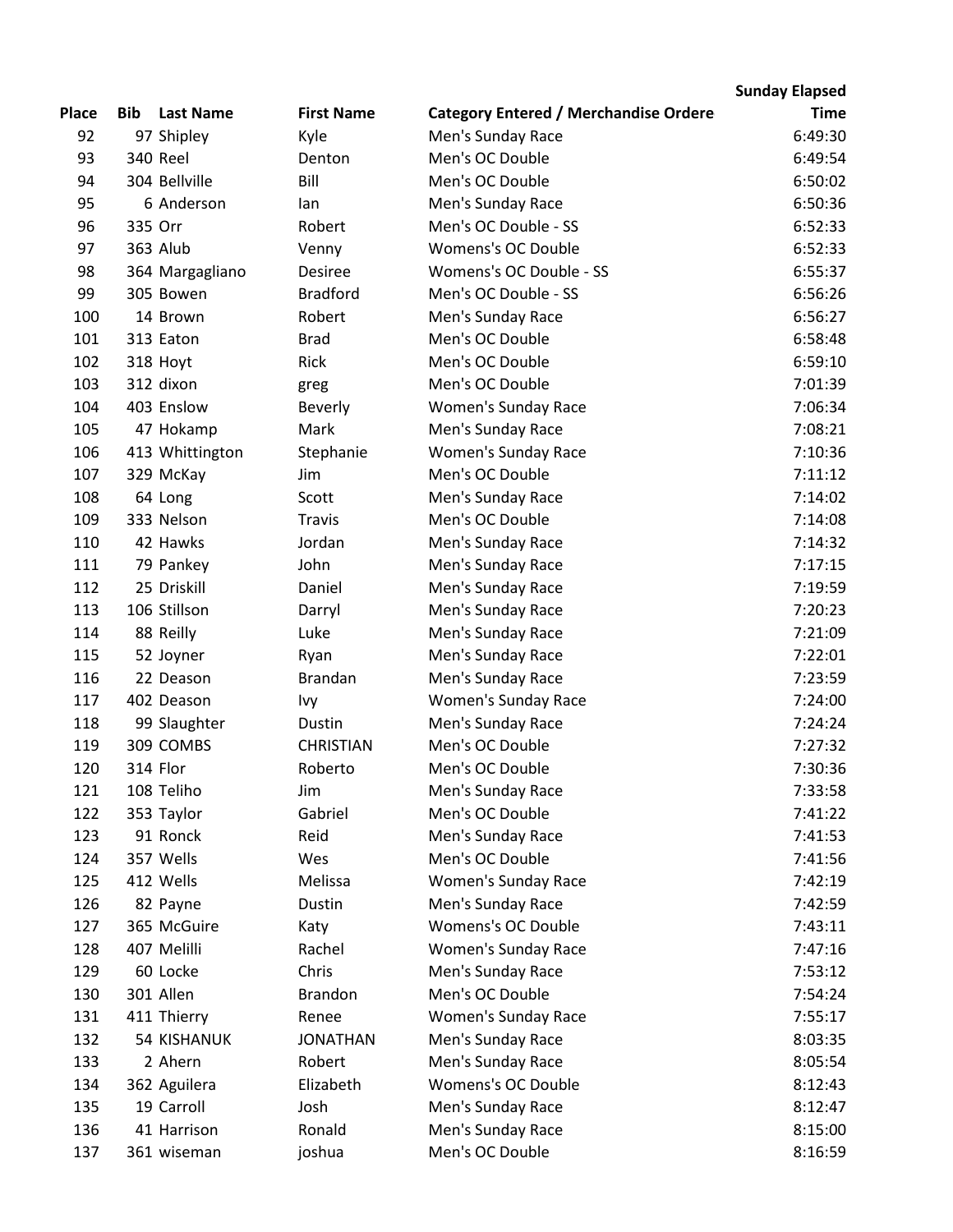| Place | Bib | Last Name | First Name | Category Entered / Merchandise Ordere | Sunday Elapsed Time |
|---|---|---|---|---|---|
| 92 | 97 | Shipley | Kyle | Men's Sunday Race | 6:49:30 |
| 93 | 340 | Reel | Denton | Men's OC Double | 6:49:54 |
| 94 | 304 | Bellville | Bill | Men's OC Double | 6:50:02 |
| 95 | 6 | Anderson | Ian | Men's Sunday Race | 6:50:36 |
| 96 | 335 | Orr | Robert | Men's OC Double - SS | 6:52:33 |
| 97 | 363 | Alub | Venny | Womens's OC Double | 6:52:33 |
| 98 | 364 | Margagliano | Desiree | Womens's OC Double - SS | 6:55:37 |
| 99 | 305 | Bowen | Bradford | Men's OC Double - SS | 6:56:26 |
| 100 | 14 | Brown | Robert | Men's Sunday Race | 6:56:27 |
| 101 | 313 | Eaton | Brad | Men's OC Double | 6:58:48 |
| 102 | 318 | Hoyt | Rick | Men's OC Double | 6:59:10 |
| 103 | 312 | dixon | greg | Men's OC Double | 7:01:39 |
| 104 | 403 | Enslow | Beverly | Women's Sunday Race | 7:06:34 |
| 105 | 47 | Hokamp | Mark | Men's Sunday Race | 7:08:21 |
| 106 | 413 | Whittington | Stephanie | Women's Sunday Race | 7:10:36 |
| 107 | 329 | McKay | Jim | Men's OC Double | 7:11:12 |
| 108 | 64 | Long | Scott | Men's Sunday Race | 7:14:02 |
| 109 | 333 | Nelson | Travis | Men's OC Double | 7:14:08 |
| 110 | 42 | Hawks | Jordan | Men's Sunday Race | 7:14:32 |
| 111 | 79 | Pankey | John | Men's Sunday Race | 7:17:15 |
| 112 | 25 | Driskill | Daniel | Men's Sunday Race | 7:19:59 |
| 113 | 106 | Stillson | Darryl | Men's Sunday Race | 7:20:23 |
| 114 | 88 | Reilly | Luke | Men's Sunday Race | 7:21:09 |
| 115 | 52 | Joyner | Ryan | Men's Sunday Race | 7:22:01 |
| 116 | 22 | Deason | Brandan | Men's Sunday Race | 7:23:59 |
| 117 | 402 | Deason | Ivy | Women's Sunday Race | 7:24:00 |
| 118 | 99 | Slaughter | Dustin | Men's Sunday Race | 7:24:24 |
| 119 | 309 | COMBS | CHRISTIAN | Men's OC Double | 7:27:32 |
| 120 | 314 | Flor | Roberto | Men's OC Double | 7:30:36 |
| 121 | 108 | Teliho | Jim | Men's Sunday Race | 7:33:58 |
| 122 | 353 | Taylor | Gabriel | Men's OC Double | 7:41:22 |
| 123 | 91 | Ronck | Reid | Men's Sunday Race | 7:41:53 |
| 124 | 357 | Wells | Wes | Men's OC Double | 7:41:56 |
| 125 | 412 | Wells | Melissa | Women's Sunday Race | 7:42:19 |
| 126 | 82 | Payne | Dustin | Men's Sunday Race | 7:42:59 |
| 127 | 365 | McGuire | Katy | Womens's OC Double | 7:43:11 |
| 128 | 407 | Melilli | Rachel | Women's Sunday Race | 7:47:16 |
| 129 | 60 | Locke | Chris | Men's Sunday Race | 7:53:12 |
| 130 | 301 | Allen | Brandon | Men's OC Double | 7:54:24 |
| 131 | 411 | Thierry | Renee | Women's Sunday Race | 7:55:17 |
| 132 | 54 | KISHANUK | JONATHAN | Men's Sunday Race | 8:03:35 |
| 133 | 2 | Ahern | Robert | Men's Sunday Race | 8:05:54 |
| 134 | 362 | Aguilera | Elizabeth | Womens's OC Double | 8:12:43 |
| 135 | 19 | Carroll | Josh | Men's Sunday Race | 8:12:47 |
| 136 | 41 | Harrison | Ronald | Men's Sunday Race | 8:15:00 |
| 137 | 361 | wiseman | joshua | Men's OC Double | 8:16:59 |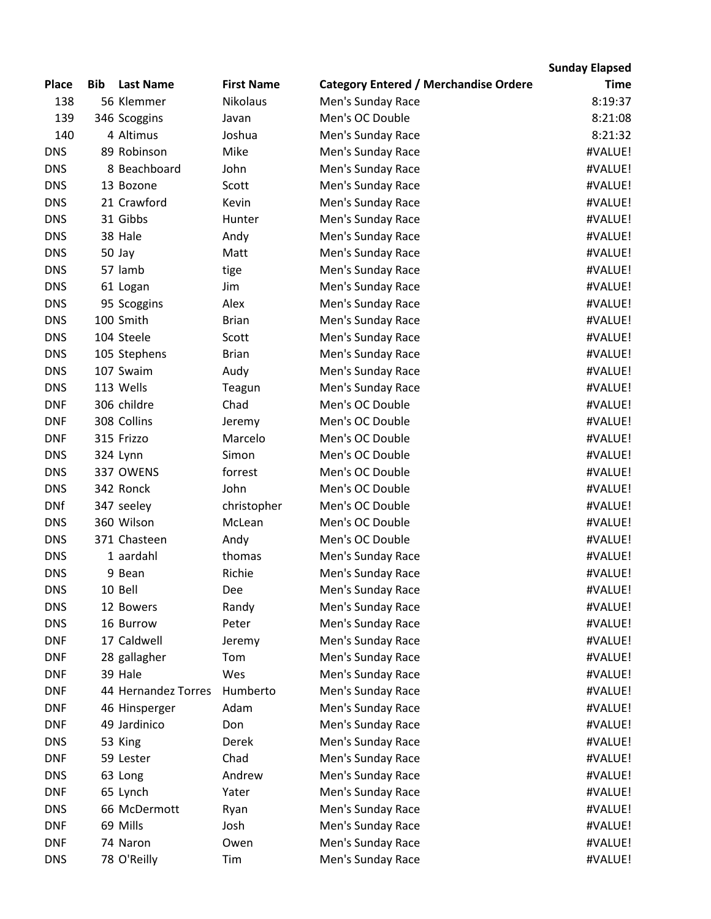| Place | Bib | Last Name | First Name | Category Entered / Merchandise Ordere | Sunday Elapsed Time |
|---|---|---|---|---|---|
| 138 | 56 | Klemmer | Nikolaus | Men's Sunday Race | 8:19:37 |
| 139 | 346 | Scoggins | Javan | Men's OC Double | 8:21:08 |
| 140 | 4 | Altimus | Joshua | Men's Sunday Race | 8:21:32 |
| DNS | 89 | Robinson | Mike | Men's Sunday Race | #VALUE! |
| DNS | 8 | Beachboard | John | Men's Sunday Race | #VALUE! |
| DNS | 13 | Bozone | Scott | Men's Sunday Race | #VALUE! |
| DNS | 21 | Crawford | Kevin | Men's Sunday Race | #VALUE! |
| DNS | 31 | Gibbs | Hunter | Men's Sunday Race | #VALUE! |
| DNS | 38 | Hale | Andy | Men's Sunday Race | #VALUE! |
| DNS | 50 | Jay | Matt | Men's Sunday Race | #VALUE! |
| DNS | 57 | lamb | tige | Men's Sunday Race | #VALUE! |
| DNS | 61 | Logan | Jim | Men's Sunday Race | #VALUE! |
| DNS | 95 | Scoggins | Alex | Men's Sunday Race | #VALUE! |
| DNS | 100 | Smith | Brian | Men's Sunday Race | #VALUE! |
| DNS | 104 | Steele | Scott | Men's Sunday Race | #VALUE! |
| DNS | 105 | Stephens | Brian | Men's Sunday Race | #VALUE! |
| DNS | 107 | Swaim | Audy | Men's Sunday Race | #VALUE! |
| DNS | 113 | Wells | Teagun | Men's Sunday Race | #VALUE! |
| DNF | 306 | childre | Chad | Men's OC Double | #VALUE! |
| DNF | 308 | Collins | Jeremy | Men's OC Double | #VALUE! |
| DNF | 315 | Frizzo | Marcelo | Men's OC Double | #VALUE! |
| DNS | 324 | Lynn | Simon | Men's OC Double | #VALUE! |
| DNS | 337 | OWENS | forrest | Men's OC Double | #VALUE! |
| DNS | 342 | Ronck | John | Men's OC Double | #VALUE! |
| DNf | 347 | seeley | christopher | Men's OC Double | #VALUE! |
| DNS | 360 | Wilson | McLean | Men's OC Double | #VALUE! |
| DNS | 371 | Chasteen | Andy | Men's OC Double | #VALUE! |
| DNS | 1 | aardahl | thomas | Men's Sunday Race | #VALUE! |
| DNS | 9 | Bean | Richie | Men's Sunday Race | #VALUE! |
| DNS | 10 | Bell | Dee | Men's Sunday Race | #VALUE! |
| DNS | 12 | Bowers | Randy | Men's Sunday Race | #VALUE! |
| DNS | 16 | Burrow | Peter | Men's Sunday Race | #VALUE! |
| DNF | 17 | Caldwell | Jeremy | Men's Sunday Race | #VALUE! |
| DNF | 28 | gallagher | Tom | Men's Sunday Race | #VALUE! |
| DNF | 39 | Hale | Wes | Men's Sunday Race | #VALUE! |
| DNF | 44 | Hernandez Torres | Humberto | Men's Sunday Race | #VALUE! |
| DNF | 46 | Hinsperger | Adam | Men's Sunday Race | #VALUE! |
| DNF | 49 | Jardinico | Don | Men's Sunday Race | #VALUE! |
| DNS | 53 | King | Derek | Men's Sunday Race | #VALUE! |
| DNF | 59 | Lester | Chad | Men's Sunday Race | #VALUE! |
| DNS | 63 | Long | Andrew | Men's Sunday Race | #VALUE! |
| DNF | 65 | Lynch | Yater | Men's Sunday Race | #VALUE! |
| DNS | 66 | McDermott | Ryan | Men's Sunday Race | #VALUE! |
| DNF | 69 | Mills | Josh | Men's Sunday Race | #VALUE! |
| DNF | 74 | Naron | Owen | Men's Sunday Race | #VALUE! |
| DNS | 78 | O'Reilly | Tim | Men's Sunday Race | #VALUE! |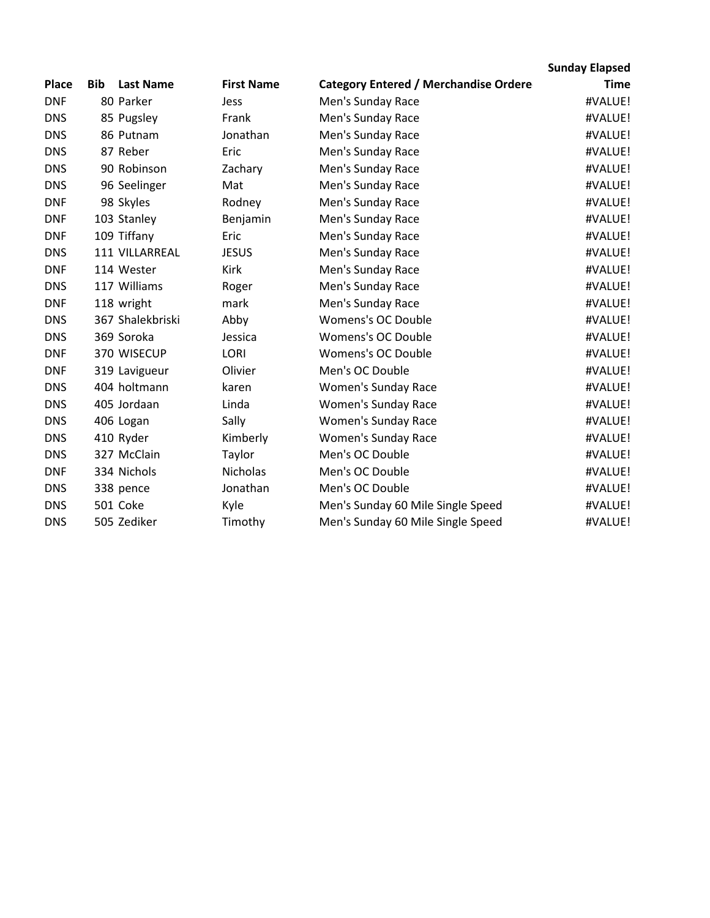| Place | Bib | Last Name | First Name | Category Entered / Merchandise Ordere | Sunday Elapsed Time |
|---|---|---|---|---|---|
| DNF | 80 | Parker | Jess | Men's Sunday Race | #VALUE! |
| DNS | 85 | Pugsley | Frank | Men's Sunday Race | #VALUE! |
| DNS | 86 | Putnam | Jonathan | Men's Sunday Race | #VALUE! |
| DNS | 87 | Reber | Eric | Men's Sunday Race | #VALUE! |
| DNS | 90 | Robinson | Zachary | Men's Sunday Race | #VALUE! |
| DNS | 96 | Seelinger | Mat | Men's Sunday Race | #VALUE! |
| DNF | 98 | Skyles | Rodney | Men's Sunday Race | #VALUE! |
| DNF | 103 | Stanley | Benjamin | Men's Sunday Race | #VALUE! |
| DNF | 109 | Tiffany | Eric | Men's Sunday Race | #VALUE! |
| DNS | 111 | VILLARREAL | JESUS | Men's Sunday Race | #VALUE! |
| DNF | 114 | Wester | Kirk | Men's Sunday Race | #VALUE! |
| DNS | 117 | Williams | Roger | Men's Sunday Race | #VALUE! |
| DNF | 118 | wright | mark | Men's Sunday Race | #VALUE! |
| DNS | 367 | Shalekbriski | Abby | Womens's OC Double | #VALUE! |
| DNS | 369 | Soroka | Jessica | Womens's OC Double | #VALUE! |
| DNF | 370 | WISECUP | LORI | Womens's OC Double | #VALUE! |
| DNF | 319 | Lavigueur | Olivier | Men's OC Double | #VALUE! |
| DNS | 404 | holtmann | karen | Women's Sunday Race | #VALUE! |
| DNS | 405 | Jordaan | Linda | Women's Sunday Race | #VALUE! |
| DNS | 406 | Logan | Sally | Women's Sunday Race | #VALUE! |
| DNS | 410 | Ryder | Kimberly | Women's Sunday Race | #VALUE! |
| DNS | 327 | McClain | Taylor | Men's OC Double | #VALUE! |
| DNF | 334 | Nichols | Nicholas | Men's OC Double | #VALUE! |
| DNS | 338 | pence | Jonathan | Men's OC Double | #VALUE! |
| DNS | 501 | Coke | Kyle | Men's Sunday 60 Mile Single Speed | #VALUE! |
| DNS | 505 | Zediker | Timothy | Men's Sunday 60 Mile Single Speed | #VALUE! |